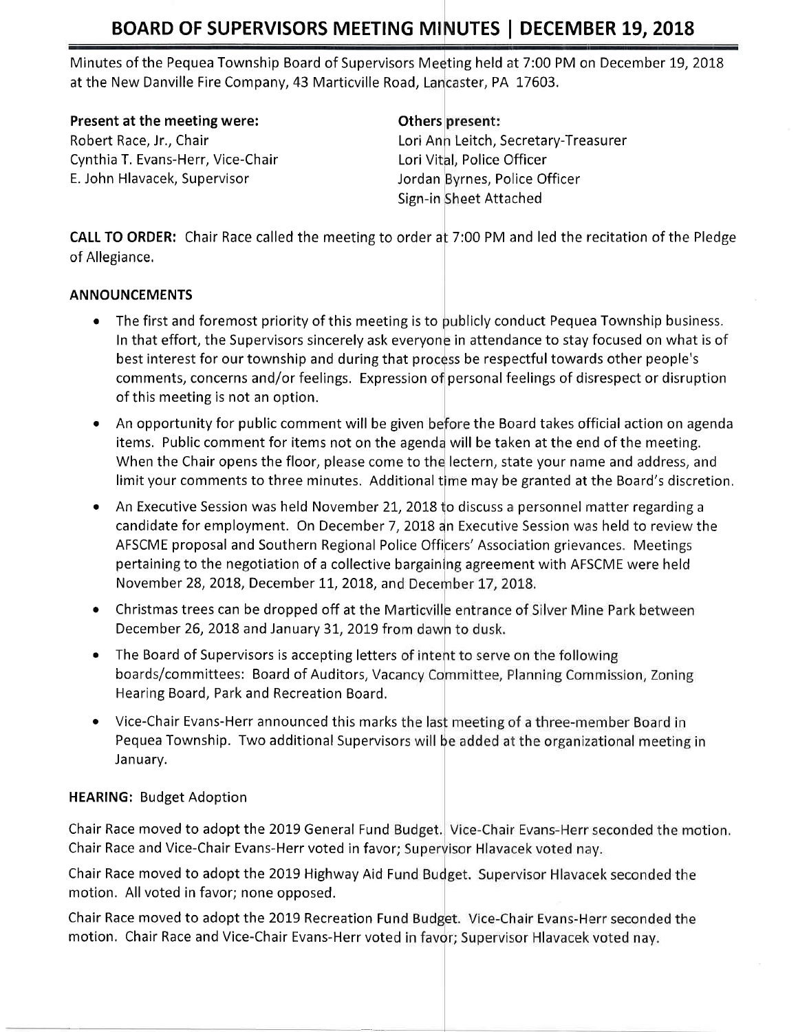# BOARD OF SUPERVISORS MEETING MINUTES | DECEMBER 19, 2018

Minutes of the Pequea Township Board of Supervisors Meeting held at 7:00 PM on December 19, 2018 at the New Danville Fire Company, 43 Marticville Road, Lancaster, PA 17603.

**Present at the meeting were:**
Robert Race, Jr., Chair
Cynthia T. Evans-Herr, Vice-Chair
E. John Hlavacek, Supervisor

**Others present:**
Lori Ann Leitch, Secretary-Treasurer
Lori Vital, Police Officer
Jordan Byrnes, Police Officer
Sign-in Sheet Attached

**CALL TO ORDER:** Chair Race called the meeting to order at 7:00 PM and led the recitation of the Pledge of Allegiance.

**ANNOUNCEMENTS**

- The first and foremost priority of this meeting is to publicly conduct Pequea Township business. In that effort, the Supervisors sincerely ask everyone in attendance to stay focused on what is of best interest for our township and during that process be respectful towards other people's comments, concerns and/or feelings. Expression of personal feelings of disrespect or disruption of this meeting is not an option.
- An opportunity for public comment will be given before the Board takes official action on agenda items. Public comment for items not on the agenda will be taken at the end of the meeting. When the Chair opens the floor, please come to the lectern, state your name and address, and limit your comments to three minutes. Additional time may be granted at the Board's discretion.
- An Executive Session was held November 21, 2018 to discuss a personnel matter regarding a candidate for employment. On December 7, 2018 an Executive Session was held to review the AFSCME proposal and Southern Regional Police Officers' Association grievances. Meetings pertaining to the negotiation of a collective bargaining agreement with AFSCME were held November 28, 2018, December 11, 2018, and December 17, 2018.
- Christmas trees can be dropped off at the Marticville entrance of Silver Mine Park between December 26, 2018 and January 31, 2019 from dawn to dusk.
- The Board of Supervisors is accepting letters of intent to serve on the following boards/committees: Board of Auditors, Vacancy Committee, Planning Commission, Zoning Hearing Board, Park and Recreation Board.
- Vice-Chair Evans-Herr announced this marks the last meeting of a three-member Board in Pequea Township. Two additional Supervisors will be added at the organizational meeting in January.

**HEARING:** Budget Adoption

Chair Race moved to adopt the 2019 General Fund Budget. Vice-Chair Evans-Herr seconded the motion. Chair Race and Vice-Chair Evans-Herr voted in favor; Supervisor Hlavacek voted nay.

Chair Race moved to adopt the 2019 Highway Aid Fund Budget. Supervisor Hlavacek seconded the motion. All voted in favor; none opposed.

Chair Race moved to adopt the 2019 Recreation Fund Budget. Vice-Chair Evans-Herr seconded the motion. Chair Race and Vice-Chair Evans-Herr voted in favor; Supervisor Hlavacek voted nay.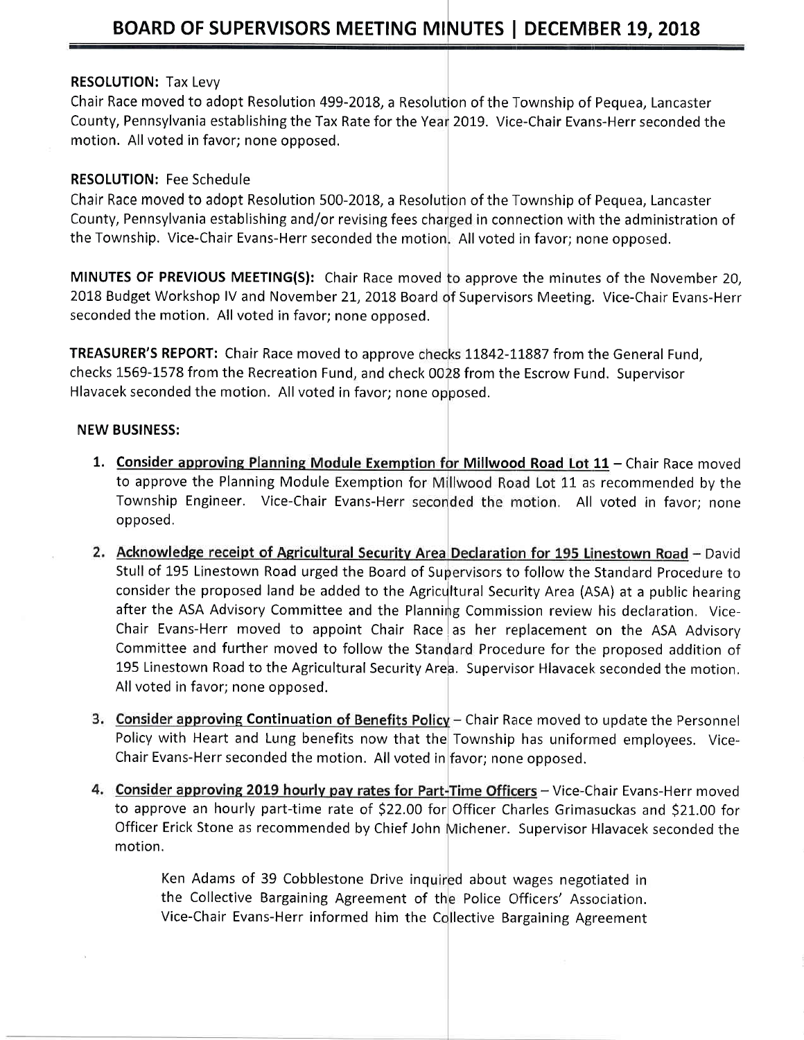**RESOLUTION:** Tax Levy

Chair Race moved to adopt Resolution 499-2018, a Resolution of the Township of Pequea, Lancaster County, Pennsylvania establishing the Tax Rate for the Year 2019. Vice-Chair Evans-Herr seconded the motion. All voted in favor; none opposed.

**RESOLUTION:** Fee Schedule

Chair Race moved to adopt Resolution 500-2018, a Resolution of the Township of Pequea, Lancaster County, Pennsylvania establishing and/or revising fees charged in connection with the administration of the Township. Vice-Chair Evans-Herr seconded the motion. All voted in favor; none opposed.

**MINUTES OF PREVIOUS MEETING(S):** Chair Race moved to approve the minutes of the November 20, 2018 Budget Workshop IV and November 21, 2018 Board of Supervisors Meeting. Vice-Chair Evans-Herr seconded the motion. All voted in favor; none opposed.

**TREASURER'S REPORT:** Chair Race moved to approve checks 11842-11887 from the General Fund, checks 1569-1578 from the Recreation Fund, and check 0028 from the Escrow Fund. Supervisor Hlavacek seconded the motion. All voted in favor; none opposed.

**NEW BUSINESS:**

1. **Consider approving Planning Module Exemption for Millwood Road Lot 11** – Chair Race moved to approve the Planning Module Exemption for Millwood Road Lot 11 as recommended by the Township Engineer. Vice-Chair Evans-Herr seconded the motion. All voted in favor; none opposed.

2. **Acknowledge receipt of Agricultural Security Area Declaration for 195 Linestown Road** – David Stull of 195 Linestown Road urged the Board of Supervisors to follow the Standard Procedure to consider the proposed land be added to the Agricultural Security Area (ASA) at a public hearing after the ASA Advisory Committee and the Planning Commission review his declaration. Vice-Chair Evans-Herr moved to appoint Chair Race as her replacement on the ASA Advisory Committee and further moved to follow the Standard Procedure for the proposed addition of 195 Linestown Road to the Agricultural Security Area. Supervisor Hlavacek seconded the motion. All voted in favor; none opposed.

3. **Consider approving Continuation of Benefits Policy** – Chair Race moved to update the Personnel Policy with Heart and Lung benefits now that the Township has uniformed employees. Vice-Chair Evans-Herr seconded the motion. All voted in favor; none opposed.

4. **Consider approving 2019 hourly pay rates for Part-Time Officers** – Vice-Chair Evans-Herr moved to approve an hourly part-time rate of $22.00 for Officer Charles Grimasuckas and $21.00 for Officer Erick Stone as recommended by Chief John Michener. Supervisor Hlavacek seconded the motion.

   Ken Adams of 39 Cobblestone Drive inquired about wages negotiated in the Collective Bargaining Agreement of the Police Officers' Association. Vice-Chair Evans-Herr informed him the Collective Bargaining Agreement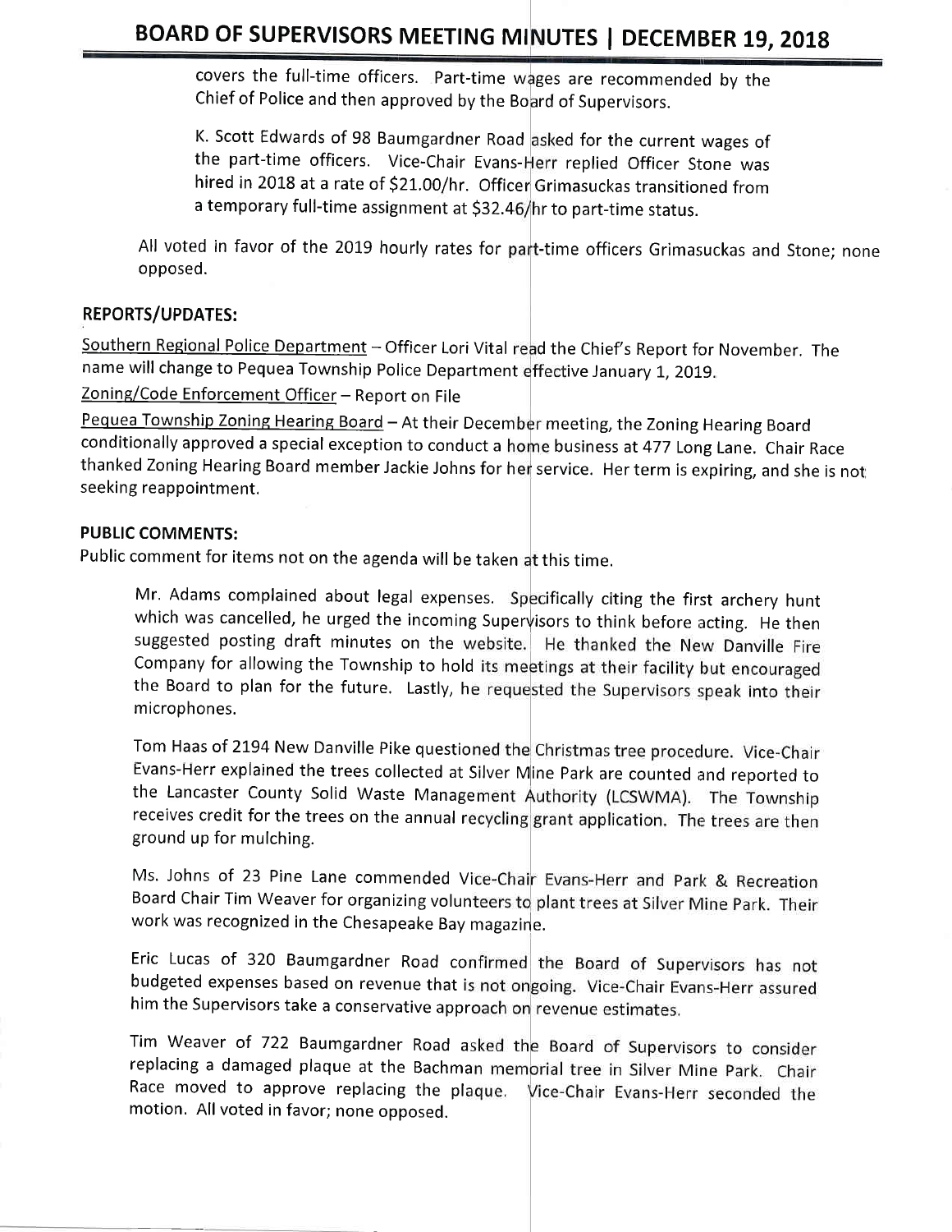covers the full-time officers. Part-time wages are recommended by the Chief of Police and then approved by the Board of Supervisors.

K. Scott Edwards of 98 Baumgardner Road asked for the current wages of the part-time officers. Vice-Chair Evans-Herr replied Officer Stone was hired in 2018 at a rate of $21.00/hr. Officer Grimasuckas transitioned from a temporary full-time assignment at $32.46/hr to part-time status.

All voted in favor of the 2019 hourly rates for part-time officers Grimasuckas and Stone; none opposed.

## REPORTS/UPDATES:

Southern Regional Police Department – Officer Lori Vital read the Chief's Report for November. The name will change to Pequea Township Police Department effective January 1, 2019.

Zoning/Code Enforcement Officer – Report on File

Pequea Township Zoning Hearing Board – At their December meeting, the Zoning Hearing Board conditionally approved a special exception to conduct a home business at 477 Long Lane. Chair Race thanked Zoning Hearing Board member Jackie Johns for her service. Her term is expiring, and she is not seeking reappointment.

## PUBLIC COMMENTS:

Public comment for items not on the agenda will be taken at this time.

Mr. Adams complained about legal expenses. Specifically citing the first archery hunt which was cancelled, he urged the incoming Supervisors to think before acting. He then suggested posting draft minutes on the website. He thanked the New Danville Fire Company for allowing the Township to hold its meetings at their facility but encouraged the Board to plan for the future. Lastly, he requested the Supervisors speak into their microphones.

Tom Haas of 2194 New Danville Pike questioned the Christmas tree procedure. Vice-Chair Evans-Herr explained the trees collected at Silver Mine Park are counted and reported to the Lancaster County Solid Waste Management Authority (LCSWMA). The Township receives credit for the trees on the annual recycling grant application. The trees are then ground up for mulching.

Ms. Johns of 23 Pine Lane commended Vice-Chair Evans-Herr and Park & Recreation Board Chair Tim Weaver for organizing volunteers to plant trees at Silver Mine Park. Their work was recognized in the Chesapeake Bay magazine.

Eric Lucas of 320 Baumgardner Road confirmed the Board of Supervisors has not budgeted expenses based on revenue that is not ongoing. Vice-Chair Evans-Herr assured him the Supervisors take a conservative approach on revenue estimates.

Tim Weaver of 722 Baumgardner Road asked the Board of Supervisors to consider replacing a damaged plaque at the Bachman memorial tree in Silver Mine Park. Chair Race moved to approve replacing the plaque. Vice-Chair Evans-Herr seconded the motion. All voted in favor; none opposed.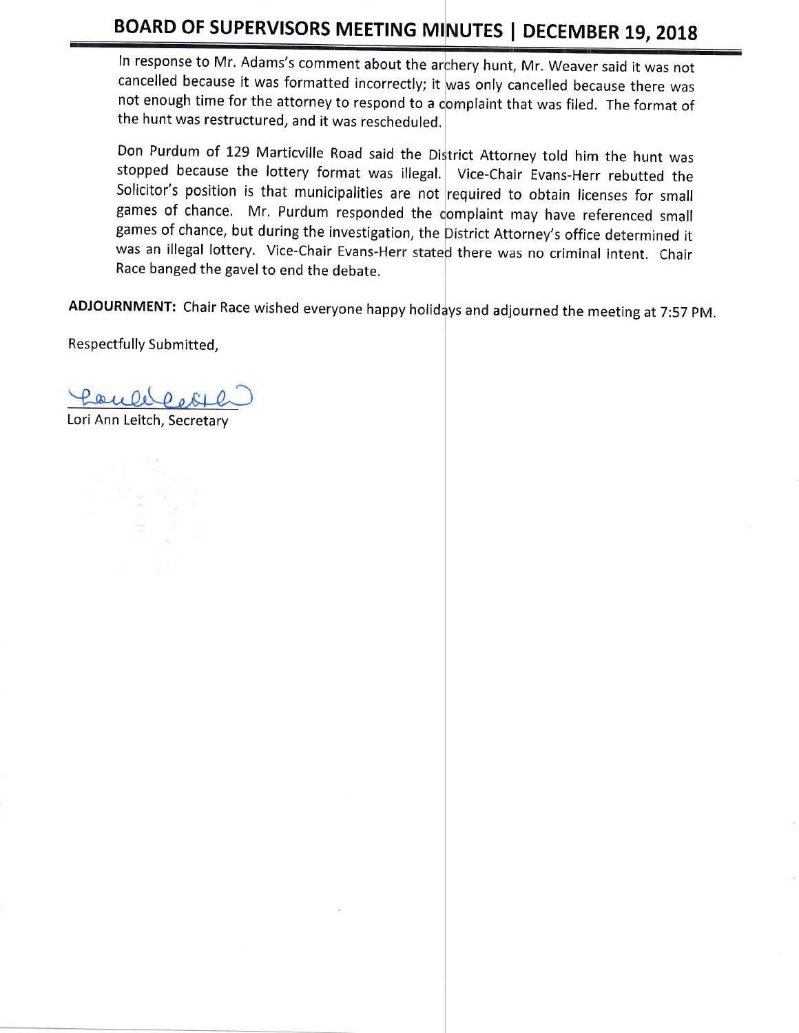In response to Mr. Adams's comment about the archery hunt, Mr. Weaver said it was not cancelled because it was formatted incorrectly; it was only cancelled because there was not enough time for the attorney to respond to a complaint that was filed. The format of the hunt was restructured, and it was rescheduled.

Don Purdum of 129 Marticville Road said the District Attorney told him the hunt was stopped because the lottery format was illegal. Vice-Chair Evans-Herr rebutted the Solicitor's position is that municipalities are not required to obtain licenses for small games of chance. Mr. Purdum responded the complaint may have referenced small games of chance, but during the investigation, the District Attorney's office determined it was an illegal lottery. Vice-Chair Evans-Herr stated there was no criminal intent. Chair Race banged the gavel to end the debate.

**ADJOURNMENT:** Chair Race wished everyone happy holidays and adjourned the meeting at 7:57 PM.

Respectfully Submitted,

Lori Ann Leitch, Secretary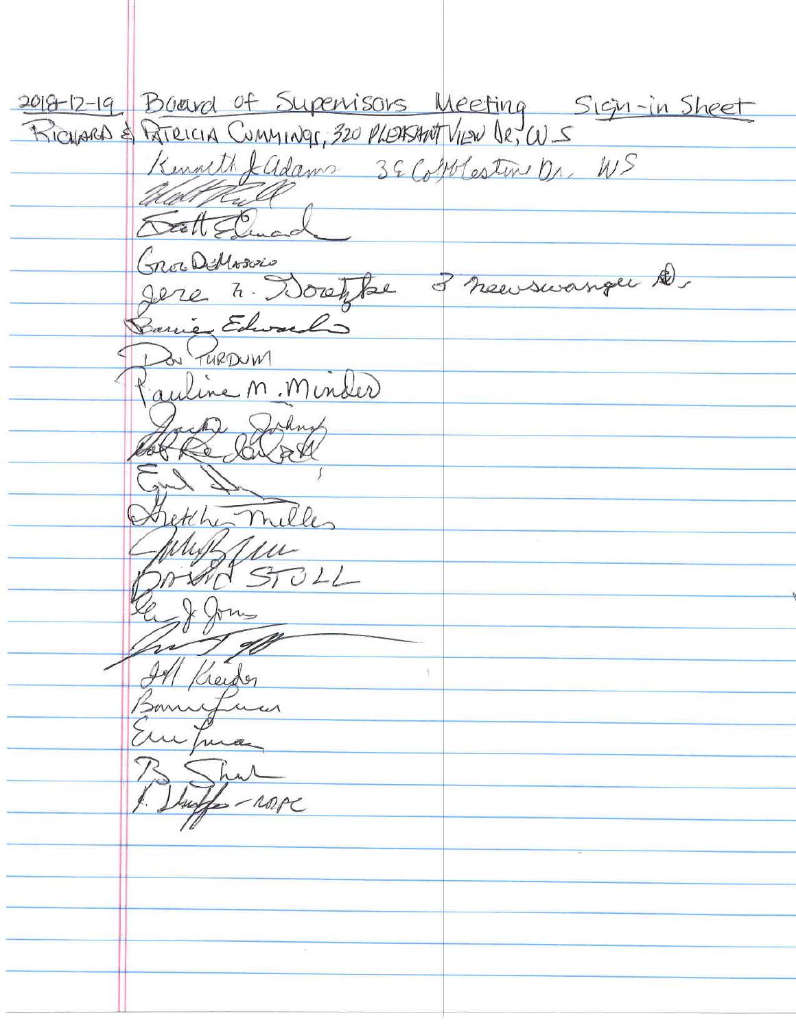2018-12-19 Board of Supervisors Meeting Sign-in Sheet

RICHARD & PATRICIA CUMMINGS, 320 PLEASANT VIEW DR, W.S

Kenneth J Adams 38 Cobblestone Dr. WS

Scott Edward

GREG DeMARSICO

Jere H. Doretz 8 Newswanger Dr.

Barrie Edwards

DON TURDUM

Pauline M. Minder

Jack Johns

Gretchen Miller

DAVID STOLL

Jeff Kreider

B Shur

- NOPC